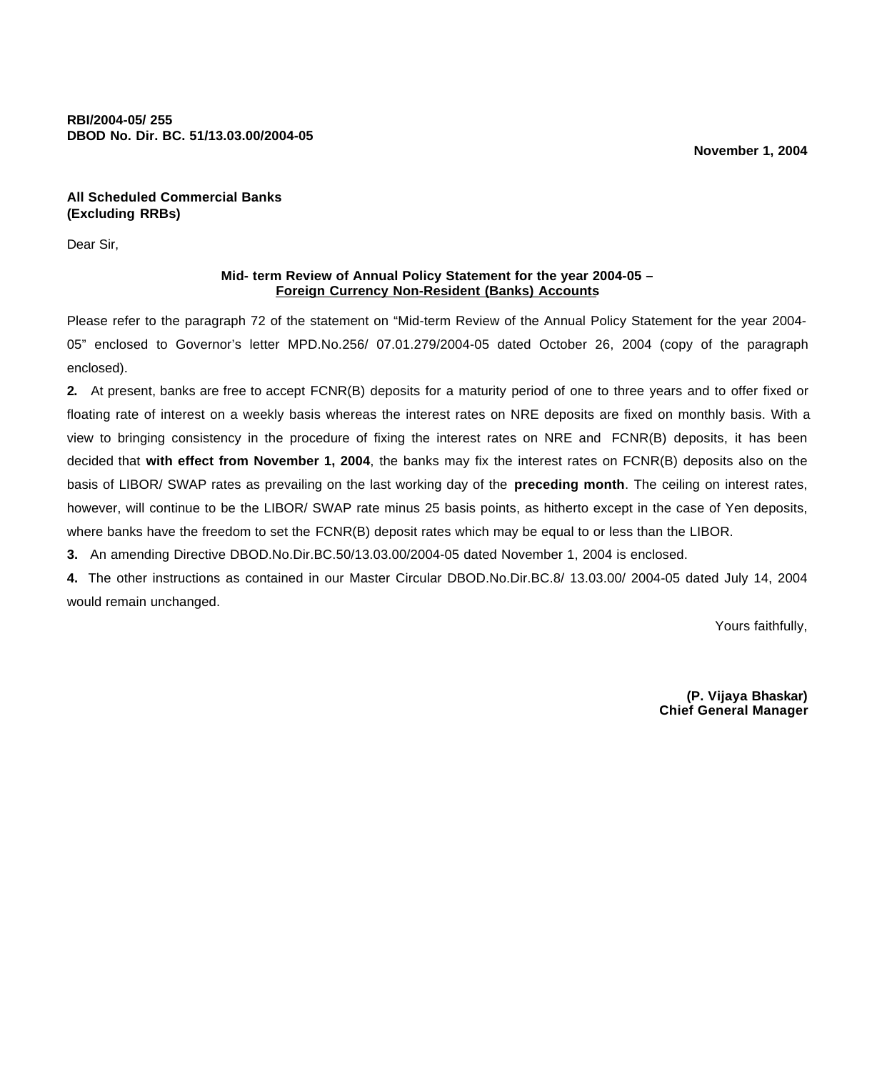**RBI/2004-05/ 255**
**DBOD No. Dir. BC. 51/13.03.00/2004-05**

**November 1, 2004**

**All Scheduled Commercial Banks**
**(Excluding RRBs)**

Dear Sir,

**Mid- term Review of Annual Policy Statement for the year 2004-05 –**
**<u>Foreign Currency Non-Resident (Banks) Accounts</u>**

Please refer to the paragraph 72 of the statement on "Mid-term Review of the Annual Policy Statement for the year 2004-05" enclosed to Governor's letter MPD.No.256/ 07.01.279/2004-05 dated October 26, 2004 (copy of the paragraph enclosed).

**2.** At present, banks are free to accept FCNR(B) deposits for a maturity period of one to three years and to offer fixed or floating rate of interest on a weekly basis whereas the interest rates on NRE deposits are fixed on monthly basis. With a view to bringing consistency in the procedure of fixing the interest rates on NRE and FCNR(B) deposits, it has been decided that **with effect from November 1, 2004**, the banks may fix the interest rates on FCNR(B) deposits also on the basis of LIBOR/ SWAP rates as prevailing on the last working day of the **preceding month**. The ceiling on interest rates, however, will continue to be the LIBOR/ SWAP rate minus 25 basis points, as hitherto except in the case of Yen deposits, where banks have the freedom to set the FCNR(B) deposit rates which may be equal to or less than the LIBOR.

**3.** An amending Directive DBOD.No.Dir.BC.50/13.03.00/2004-05 dated November 1, 2004 is enclosed.

**4.** The other instructions as contained in our Master Circular DBOD.No.Dir.BC.8/ 13.03.00/ 2004-05 dated July 14, 2004 would remain unchanged.

Yours faithfully,

**(P. Vijaya Bhaskar)**
**Chief General Manager**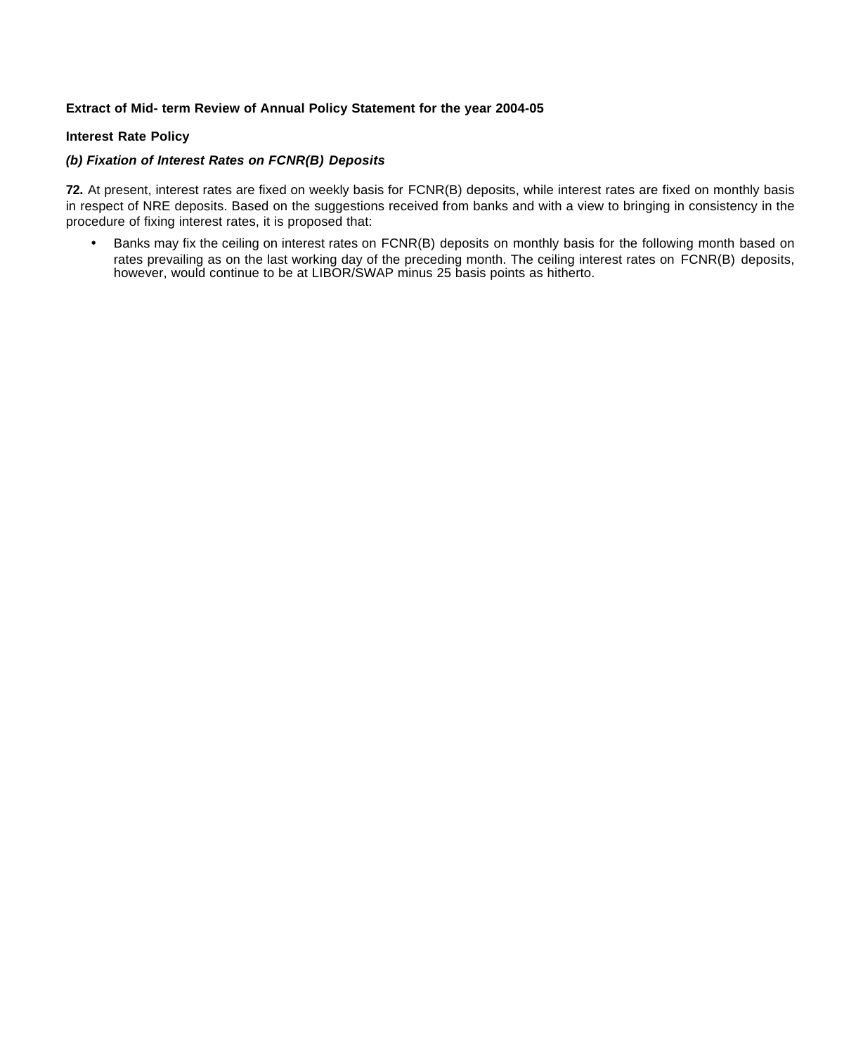**Extract of Mid- term Review of Annual Policy Statement for the year 2004-05**

**Interest Rate Policy**

***(b) Fixation of Interest Rates on FCNR(B) Deposits***

**72.** At present, interest rates are fixed on weekly basis for FCNR(B) deposits, while interest rates are fixed on monthly basis in respect of NRE deposits. Based on the suggestions received from banks and with a view to bringing in consistency in the procedure of fixing interest rates, it is proposed that:

- Banks may fix the ceiling on interest rates on FCNR(B) deposits on monthly basis for the following month based on rates prevailing as on the last working day of the preceding month. The ceiling interest rates on FCNR(B) deposits, however, would continue to be at LIBOR/SWAP minus 25 basis points as hitherto.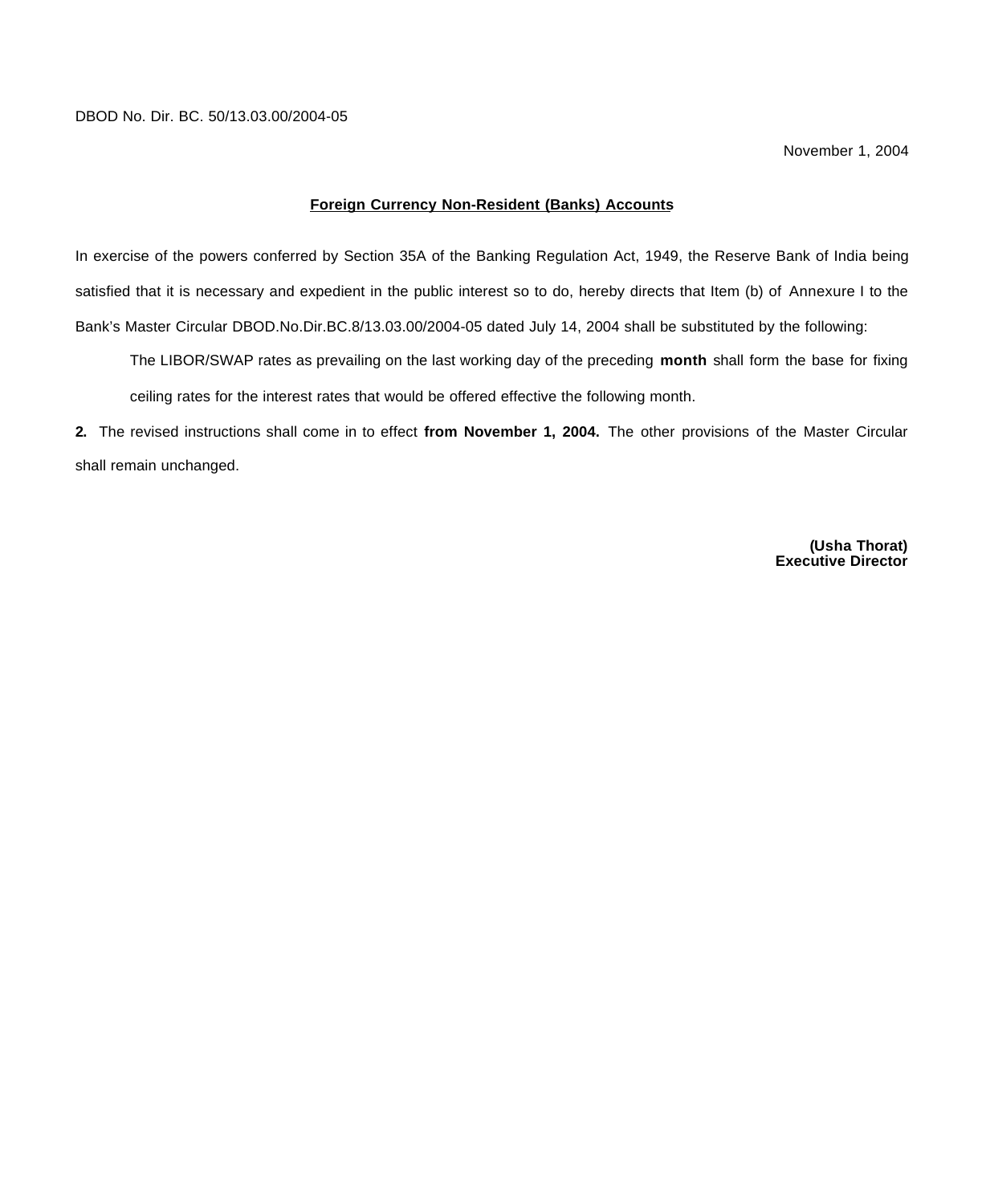DBOD No. Dir. BC. 50/13.03.00/2004-05

November 1, 2004

**Foreign Currency Non-Resident (Banks) Accounts**

In exercise of the powers conferred by Section 35A of the Banking Regulation Act, 1949, the Reserve Bank of India being satisfied that it is necessary and expedient in the public interest so to do, hereby directs that Item (b) of Annexure I to the Bank's Master Circular DBOD.No.Dir.BC.8/13.03.00/2004-05 dated July 14, 2004 shall be substituted by the following:

> The LIBOR/SWAP rates as prevailing on the last working day of the preceding **month** shall form the base for fixing ceiling rates for the interest rates that would be offered effective the following month.

**2.** The revised instructions shall come in to effect **from November 1, 2004.** The other provisions of the Master Circular shall remain unchanged.

**(Usha Thorat)**
**Executive Director**